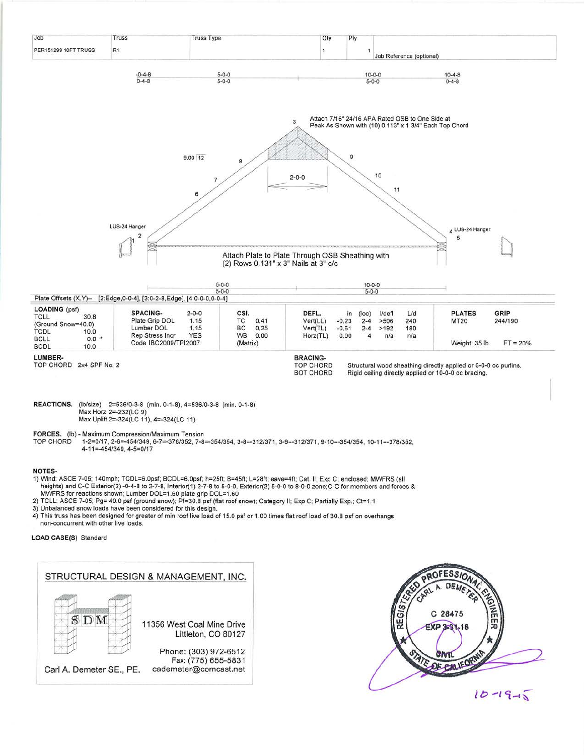| Job | Truss | Truss Type | Qty | Ply | |
|---|---|---|---|---|---|
| PER151299 10FT TRUSS | R1 | | 1 | 1 | Job Reference (optional) |

-0-4-8 | 5-0-0 | 10-0-0 | 10-4-8

0-4-8 | 5-0-0 | 5-0-0 | 0-4-8

Attach 7/16" 24/16 APA Rated OSB to One Side at Peak As Shown with (10) 0.113" x 1 3/4" Each Top Chord

9.00 12

2-0-0

LUS-24 Hanger

LUS-24 Hanger

Attach Plate to Plate Through OSB Sheathing with (2) Rows 0.131" x 3" Nails at 3" c/c

5-0-0 | 10-0-0

5-0-0 | 5-0-0

Plate Offsets (X,Y)-- [2:Edge,0-0-4], [3:0-2-8,Edge], [4:0-0-0,0-0-4]

| LOADING (psf) | | SPACING- | 2-0-0 | CSI. | | DEFL. | in | (loc) | l/defl | L/d | PLATES | GRIP |
|---|---|---|---|---|---|---|---|---|---|---|---|---|
| TCLL | 30.8 | Plate Grip DOL | 1.15 | TC | 0.41 | Vert(LL) | -0.23 | 2-4 | >506 | 240 | MT20 | 244/190 |
| (Ground Snow=40.0) | | Lumber DOL | 1.15 | BC | 0.25 | Vert(TL) | -0.61 | 2-4 | >192 | 180 | | |
| TCDL | 10.0 | Rep Stress Incr | YES | WB | 0.00 | Horz(TL) | 0.00 | 4 | n/a | n/a | | |
| BCLL | 0.0 * | Code IBC2009/TPI2007 | | (Matrix) | | | | | | | Weight: 35 lb | FT = 20% |
| BCDL | 10.0 | | | | | | | | | | | |

**LUMBER-**
TOP CHORD 2x4 SPF No. 2

**BRACING-**
TOP CHORD Structural wood sheathing directly applied or 6-0-0 oc purlins.
BOT CHORD Rigid ceiling directly applied or 10-0-0 oc bracing.

**REACTIONS.** (lb/size) 2=536/0-3-8 (min. 0-1-8), 4=536/0-3-8 (min. 0-1-8)
Max Horz 2=-232(LC 9)
Max Uplift 2=-324(LC 11), 4=-324(LC 11)

**FORCES.** (lb) - Maximum Compression/Maximum Tension
TOP CHORD 1-2=0/17, 2-6=-454/349, 6-7=-378/352, 7-8=-354/354, 3-8=-312/371, 3-9=-312/371, 9-10=-354/354, 10-11=-378/352, 4-11=-454/349, 4-5=0/17

**NOTES-**
1) Wind: ASCE 7-05; 140mph; TCDL=6.0psf; BCDL=6.0psf; h=25ft; B=45ft; L=28ft; eave=4ft; Cat. II; Exp C; enclosed; MWFRS (all heights) and C-C Exterior(2) -0-4-8 to 2-7-8, Interior(1) 2-7-8 to 5-0-0, Exterior(2) 5-0-0 to 8-0-0 zone;C-C for members and forces & MWFRS for reactions shown; Lumber DOL=1.60 plate grip DOL=1.60
2) TCLL: ASCE 7-05; Pg= 40.0 psf (ground snow); Pf=30.8 psf (flat roof snow); Category II; Exp C; Partially Exp.; Ct=1.1
3) Unbalanced snow loads have been considered for this design.
4) This truss has been designed for greater of min roof live load of 15.0 psf or 1.00 times flat roof load of 30.8 psf on overhangs non-concurrent with other live loads.

**LOAD CASE(S)** Standard

STRUCTURAL DESIGN & MANAGEMENT, INC.

SDM

11356 West Coal Mine Drive
Littleton, CO 80127

Phone: (303) 972-6512
Fax: (775) 655-5831

Carl A. Demeter SE., PE. cademeter@comcast.net

REGISTERED PROFESSIONAL ENGINEER
CARL A. DEMETER
C 28475
EXP 3-31-16
CIVIL
STATE OF CALIFORNIA

10-19-15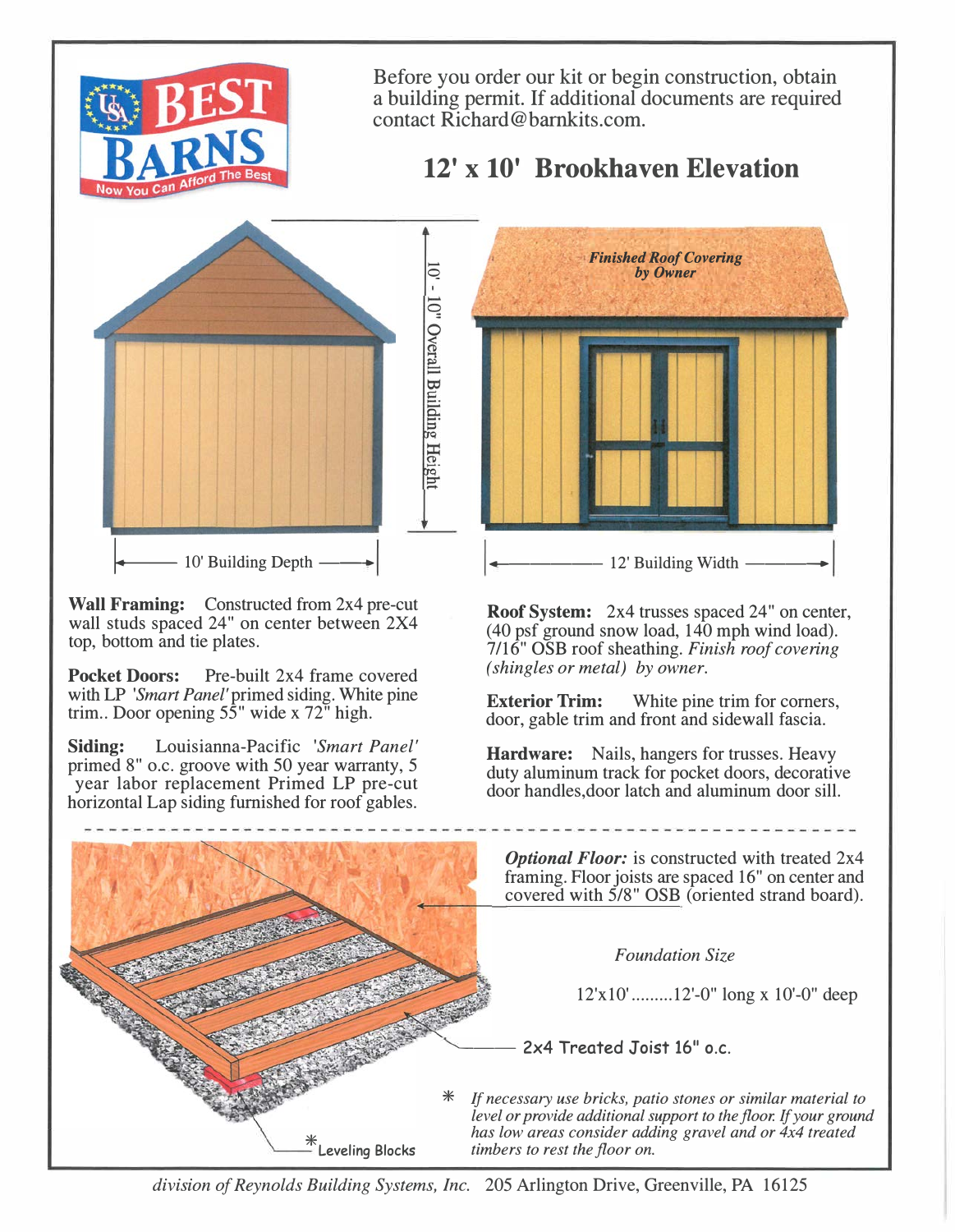Before you order our kit or begin construction, obtain a building permit. If additional documents are required contact Richard@barnkits.com.

# 12' x 10' Brookhaven Elevation

10' - 10" Overall Building Height

*Finished Roof Covering by Owner*

10' Building Depth

12' Building Width

**Wall Framing:** Constructed from 2x4 pre-cut wall studs spaced 24" on center between 2X4 top, bottom and tie plates.

**Pocket Doors:** Pre-built 2x4 frame covered with LP *'Smart Panel'* primed siding. White pine trim.. Door opening 55" wide x 72" high.

**Siding:** Louisianna-Pacific *'Smart Panel'* primed 8" o.c. groove with 50 year warranty, 5 year labor replacement Primed LP pre-cut horizontal Lap siding furnished for roof gables.

**Roof System:** 2x4 trusses spaced 24" on center, (40 psf ground snow load, 140 mph wind load). 7/16" OSB roof sheathing. *Finish roof covering (shingles or metal) by owner.*

**Exterior Trim:** White pine trim for corners, door, gable trim and front and sidewall fascia.

**Hardware:** Nails, hangers for trusses. Heavy duty aluminum track for pocket doors, decorative door handles,door latch and aluminum door sill.

---

***Optional Floor:*** is constructed with treated 2x4 framing. Floor joists are spaced 16" on center and covered with 5/8" OSB (oriented strand board).

*Foundation Size*

12'x10'.........12'-0" long x 10'-0" deep

2x4 Treated Joist 16" o.c.

*Leveling Blocks

\* *If necessary use bricks, patio stones or similar material to level or provide additional support to the floor. If your ground has low areas consider adding gravel and or 4x4 treated timbers to rest the floor on.*

*division of Reynolds Building Systems, Inc.* 205 Arlington Drive, Greenville, PA 16125